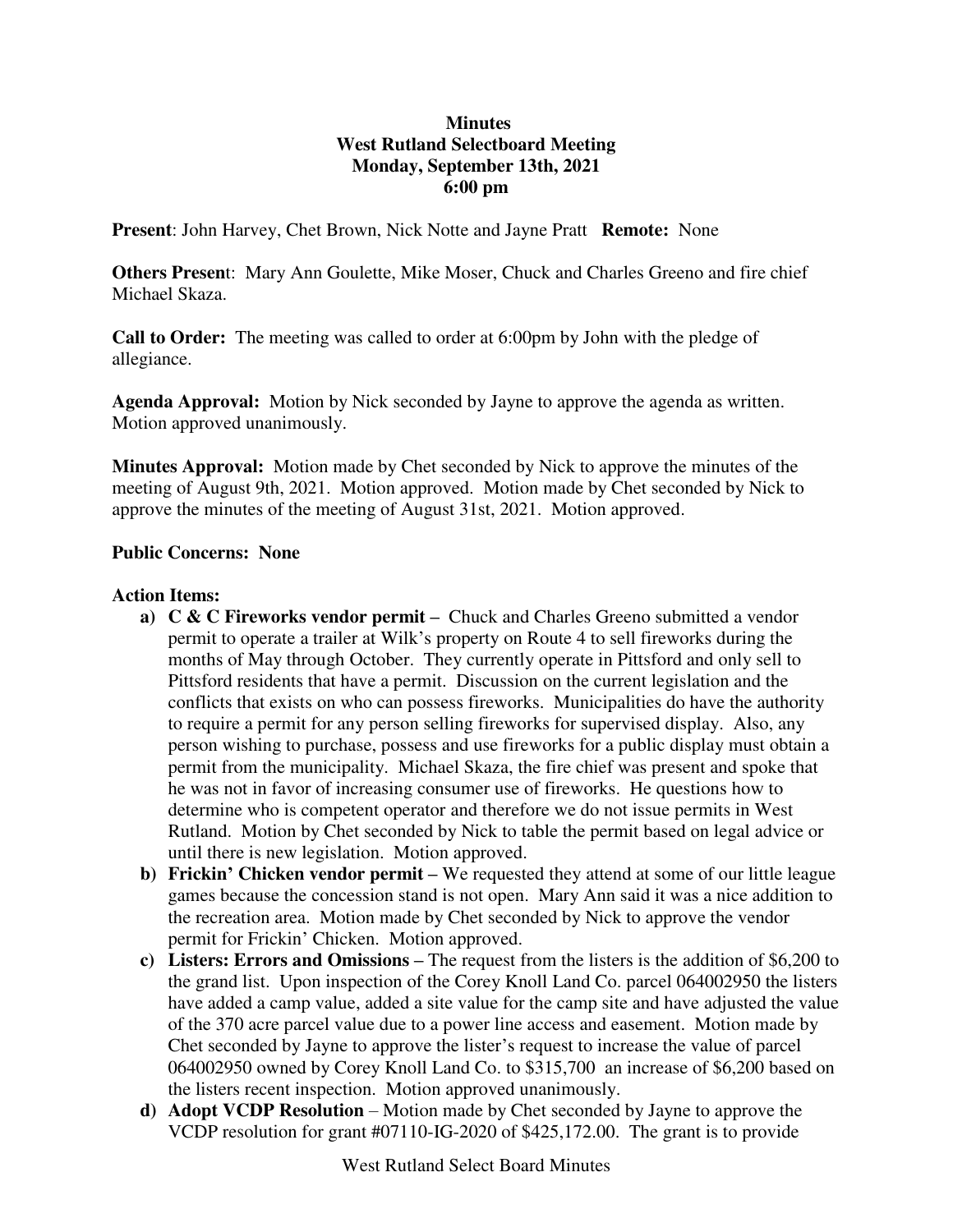**Minutes**
**West Rutland Selectboard Meeting**
**Monday, September 13th, 2021**
**6:00 pm**

**Present**: John Harvey, Chet Brown, Nick Notte and Jayne Pratt **Remote:** None

**Others Presen**t: Mary Ann Goulette, Mike Moser, Chuck and Charles Greeno and fire chief Michael Skaza.

**Call to Order:** The meeting was called to order at 6:00pm by John with the pledge of allegiance.

**Agenda Approval:** Motion by Nick seconded by Jayne to approve the agenda as written. Motion approved unanimously.

**Minutes Approval:** Motion made by Chet seconded by Nick to approve the minutes of the meeting of August 9th, 2021. Motion approved. Motion made by Chet seconded by Nick to approve the minutes of the meeting of August 31st, 2021. Motion approved.

**Public Concerns: None**

**Action Items:**

a) **C & C Fireworks vendor permit –** Chuck and Charles Greeno submitted a vendor permit to operate a trailer at Wilk's property on Route 4 to sell fireworks during the months of May through October. They currently operate in Pittsford and only sell to Pittsford residents that have a permit. Discussion on the current legislation and the conflicts that exists on who can possess fireworks. Municipalities do have the authority to require a permit for any person selling fireworks for supervised display. Also, any person wishing to purchase, possess and use fireworks for a public display must obtain a permit from the municipality. Michael Skaza, the fire chief was present and spoke that he was not in favor of increasing consumer use of fireworks. He questions how to determine who is competent operator and therefore we do not issue permits in West Rutland. Motion by Chet seconded by Nick to table the permit based on legal advice or until there is new legislation. Motion approved.

b) **Frickin' Chicken vendor permit –** We requested they attend at some of our little league games because the concession stand is not open. Mary Ann said it was a nice addition to the recreation area. Motion made by Chet seconded by Nick to approve the vendor permit for Frickin' Chicken. Motion approved.

c) **Listers: Errors and Omissions –** The request from the listers is the addition of $6,200 to the grand list. Upon inspection of the Corey Knoll Land Co. parcel 064002950 the listers have added a camp value, added a site value for the camp site and have adjusted the value of the 370 acre parcel value due to a power line access and easement. Motion made by Chet seconded by Jayne to approve the lister's request to increase the value of parcel 064002950 owned by Corey Knoll Land Co. to $315,700 an increase of $6,200 based on the listers recent inspection. Motion approved unanimously.

d) **Adopt VCDP Resolution** – Motion made by Chet seconded by Jayne to approve the VCDP resolution for grant #07110-IG-2020 of $425,172.00. The grant is to provide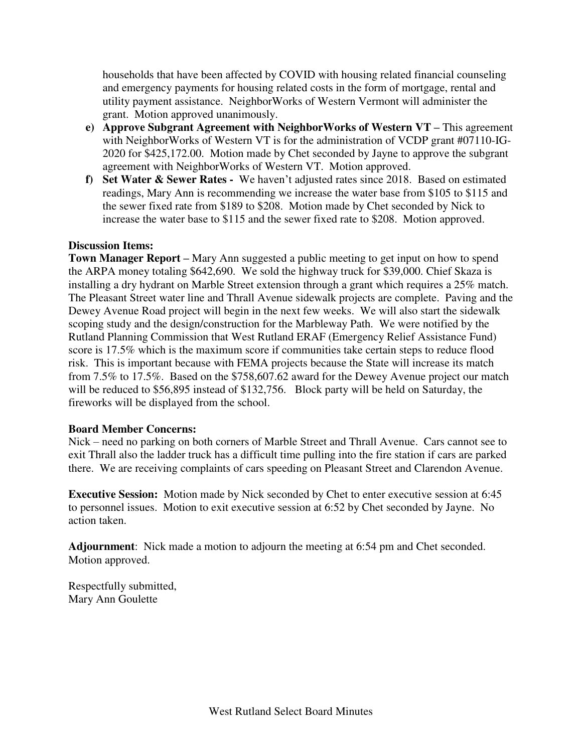households that have been affected by COVID with housing related financial counseling and emergency payments for housing related costs in the form of mortgage, rental and utility payment assistance. NeighborWorks of Western Vermont will administer the grant. Motion approved unanimously.

e) **Approve Subgrant Agreement with NeighborWorks of Western VT –** This agreement with NeighborWorks of Western VT is for the administration of VCDP grant #07110-IG-2020 for $425,172.00. Motion made by Chet seconded by Jayne to approve the subgrant agreement with NeighborWorks of Western VT. Motion approved.

f) **Set Water & Sewer Rates -** We haven't adjusted rates since 2018. Based on estimated readings, Mary Ann is recommending we increase the water base from $105 to $115 and the sewer fixed rate from $189 to $208. Motion made by Chet seconded by Nick to increase the water base to $115 and the sewer fixed rate to $208. Motion approved.

**Discussion Items:**

**Town Manager Report –** Mary Ann suggested a public meeting to get input on how to spend the ARPA money totaling $642,690. We sold the highway truck for $39,000. Chief Skaza is installing a dry hydrant on Marble Street extension through a grant which requires a 25% match. The Pleasant Street water line and Thrall Avenue sidewalk projects are complete. Paving and the Dewey Avenue Road project will begin in the next few weeks. We will also start the sidewalk scoping study and the design/construction for the Marbleway Path. We were notified by the Rutland Planning Commission that West Rutland ERAF (Emergency Relief Assistance Fund) score is 17.5% which is the maximum score if communities take certain steps to reduce flood risk. This is important because with FEMA projects because the State will increase its match from 7.5% to 17.5%. Based on the $758,607.62 award for the Dewey Avenue project our match will be reduced to $56,895 instead of $132,756. Block party will be held on Saturday, the fireworks will be displayed from the school.

**Board Member Concerns:**

Nick – need no parking on both corners of Marble Street and Thrall Avenue. Cars cannot see to exit Thrall also the ladder truck has a difficult time pulling into the fire station if cars are parked there. We are receiving complaints of cars speeding on Pleasant Street and Clarendon Avenue.

**Executive Session:** Motion made by Nick seconded by Chet to enter executive session at 6:45 to personnel issues. Motion to exit executive session at 6:52 by Chet seconded by Jayne. No action taken.

**Adjournment**: Nick made a motion to adjourn the meeting at 6:54 pm and Chet seconded. Motion approved.

Respectfully submitted,
Mary Ann Goulette